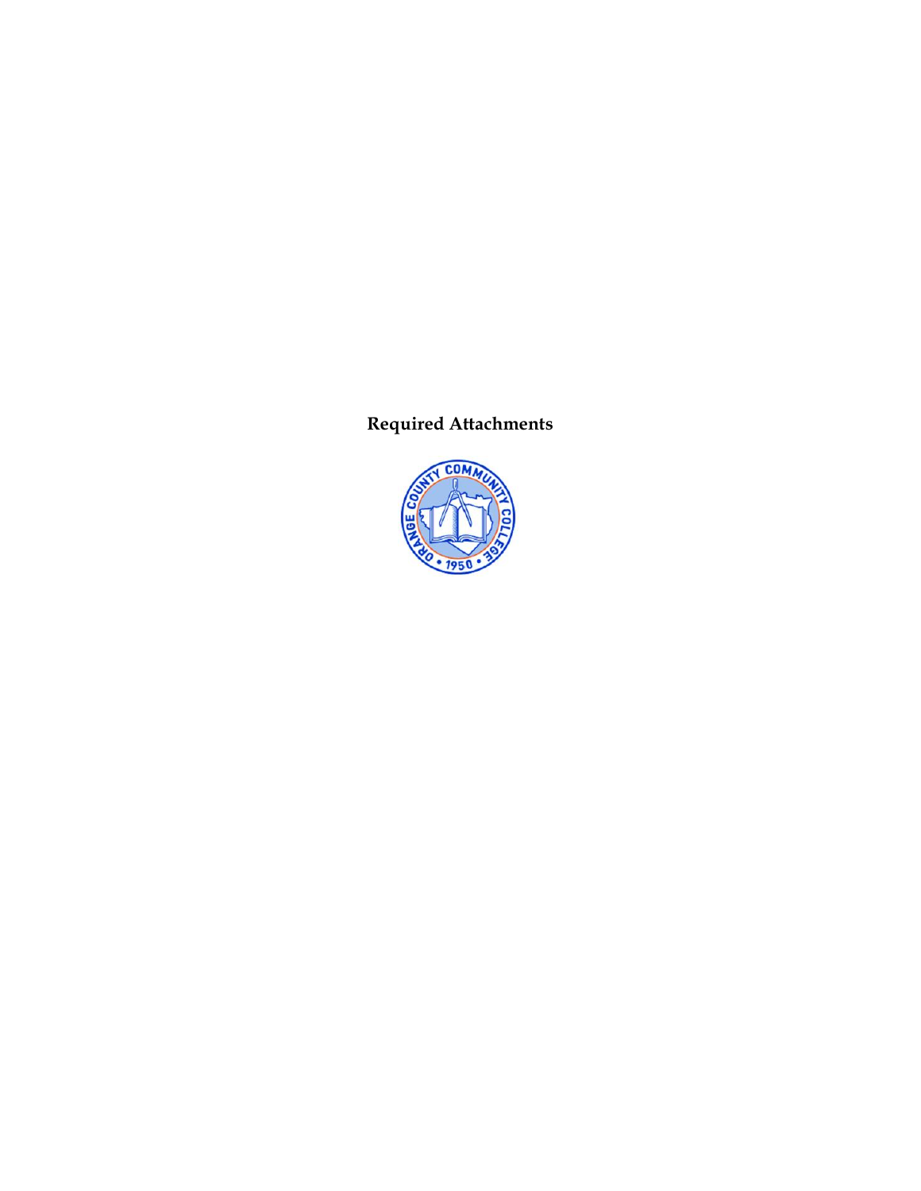# Required Attachments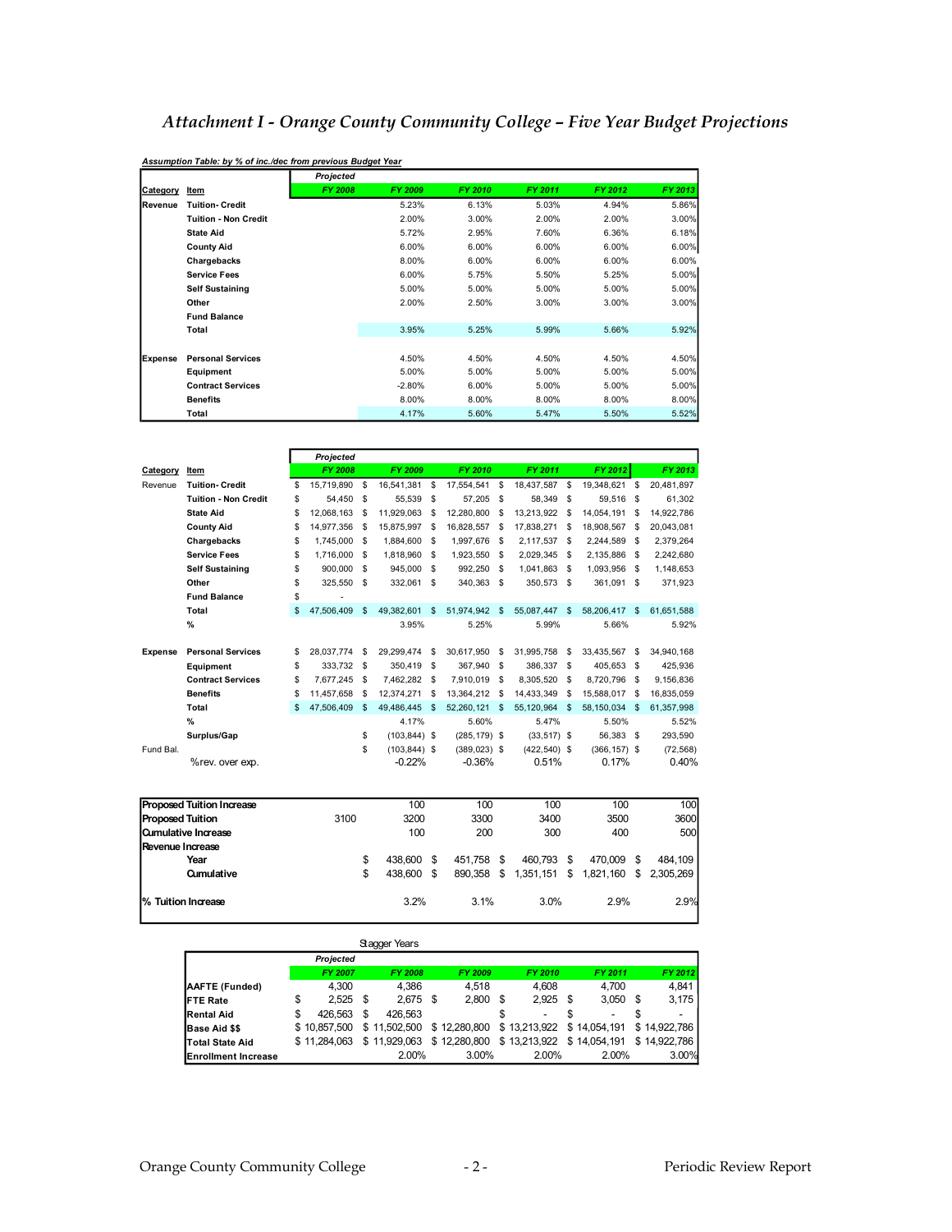# *Attachment I - Orange County Community College – Five Year Budget Projections*

***Assumption Table: by % of inc./dec from previous Budget Year***

| Category | Item | Projected FY 2008 | FY 2009 | FY 2010 | FY 2011 | FY 2012 | FY 2013 |
|---|---|---|---|---|---|---|---|
| Revenue | Tuition- Credit | | 5.23% | 6.13% | 5.03% | 4.94% | 5.86% |
| | Tuition - Non Credit | | 2.00% | 3.00% | 2.00% | 2.00% | 3.00% |
| | State Aid | | 5.72% | 2.95% | 7.60% | 6.36% | 6.18% |
| | County Aid | | 6.00% | 6.00% | 6.00% | 6.00% | 6.00% |
| | Chargebacks | | 8.00% | 6.00% | 6.00% | 6.00% | 6.00% |
| | Service Fees | | 6.00% | 5.75% | 5.50% | 5.25% | 5.00% |
| | Self Sustaining | | 5.00% | 5.00% | 5.00% | 5.00% | 5.00% |
| | Other | | 2.00% | 2.50% | 3.00% | 3.00% | 3.00% |
| | Fund Balance | | | | | | |
| | Total | | 3.95% | 5.25% | 5.99% | 5.66% | 5.92% |
| Expense | Personal Services | | 4.50% | 4.50% | 4.50% | 4.50% | 4.50% |
| | Equipment | | 5.00% | 5.00% | 5.00% | 5.00% | 5.00% |
| | Contract Services | | -2.80% | 6.00% | 5.00% | 5.00% | 5.00% |
| | Benefits | | 8.00% | 8.00% | 8.00% | 8.00% | 8.00% |
| | Total | | 4.17% | 5.60% | 5.47% | 5.50% | 5.52% |

| Category | Item | Projected FY 2008 | FY 2009 | FY 2010 | FY 2011 | FY 2012 | FY 2013 |
|---|---|---|---|---|---|---|---|
| Revenue | Tuition- Credit | $ 15,719,890 | $ 16,541,381 | $ 17,554,541 | $ 18,437,587 | $ 19,348,621 | $ 20,481,897 |
| | Tuition - Non Credit | $ 54,450 | $ 55,539 | $ 57,205 | $ 58,349 | $ 59,516 | $ 61,302 |
| | State Aid | $ 12,068,163 | $ 11,929,063 | $ 12,280,800 | $ 13,213,922 | $ 14,054,191 | $ 14,922,786 |
| | County Aid | $ 14,977,356 | $ 15,875,997 | $ 16,828,557 | $ 17,838,271 | $ 18,908,567 | $ 20,043,081 |
| | Chargebacks | $ 1,745,000 | $ 1,884,600 | $ 1,997,676 | $ 2,117,537 | $ 2,244,589 | $ 2,379,264 |
| | Service Fees | $ 1,716,000 | $ 1,818,960 | $ 1,923,550 | $ 2,029,345 | $ 2,135,886 | $ 2,242,680 |
| | Self Sustaining | $ 900,000 | $ 945,000 | $ 992,250 | $ 1,041,863 | $ 1,093,956 | $ 1,148,653 |
| | Other | $ 325,550 | $ 332,061 | $ 340,363 | $ 350,573 | $ 361,091 | $ 371,923 |
| | Fund Balance | $ - | | | | | |
| | Total | $ 47,506,409 | $ 49,382,601 | $ 51,974,942 | $ 55,087,447 | $ 58,206,417 | $ 61,651,588 |
| | % | | 3.95% | 5.25% | 5.99% | 5.66% | 5.92% |
| Expense | Personal Services | $ 28,037,774 | $ 29,299,474 | $ 30,617,950 | $ 31,995,758 | $ 33,435,567 | $ 34,940,168 |
| | Equipment | $ 333,732 | $ 350,419 | $ 367,940 | $ 386,337 | $ 405,653 | $ 425,936 |
| | Contract Services | $ 7,677,245 | $ 7,462,282 | $ 7,910,019 | $ 8,305,520 | $ 8,720,796 | $ 9,156,836 |
| | Benefits | $ 11,457,658 | $ 12,374,271 | $ 13,364,212 | $ 14,433,349 | $ 15,588,017 | $ 16,835,059 |
| | Total | $ 47,506,409 | $ 49,486,445 | $ 52,260,121 | $ 55,120,964 | $ 58,150,034 | $ 61,357,998 |
| | % | | 4.17% | 5.60% | 5.47% | 5.50% | 5.52% |
| | Surplus/Gap | | $ (103,844) | $ (285,179) | $ (33,517) | $ 56,383 | $ 293,590 |
| Fund Bal. | | | $ (103,844) | $ (389,023) | $ (422,540) | $ (366,157) | $ (72,568) |
| | %rev. over exp. | | -0.22% | -0.36% | 0.51% | 0.17% | 0.40% |

| | | | | | | |
|---|---|---|---|---|---|---|
| Proposed Tuition Increase | | 100 | 100 | 100 | 100 | 100 |
| Proposed Tuition | 3100 | 3200 | 3300 | 3400 | 3500 | 3600 |
| Cumulative Increase | | 100 | 200 | 300 | 400 | 500 |
| Revenue Increase | | | | | | |
| Year | | $ 438,600 | $ 451,758 | $ 460,793 | $ 470,009 | $ 484,109 |
| Cumulative | | $ 438,600 | $ 890,358 | $ 1,351,151 | $ 1,821,160 | $ 2,305,269 |
| % Tuition Increase | | 3.2% | 3.1% | 3.0% | 2.9% | 2.9% |

Stagger Years

| | Projected FY 2007 | FY 2008 | FY 2009 | FY 2010 | FY 2011 | FY 2012 |
|---|---|---|---|---|---|---|
| AAFTE (Funded) | 4,300 | 4,386 | 4,518 | 4,608 | 4,700 | 4,841 |
| FTE Rate | $ 2,525 | $ 2,675 | $ 2,800 | $ 2,925 | $ 3,050 | $ 3,175 |
| Rental Aid | $ 426,563 | $ 426,563 | | $ - | $ - | $ - |
| Base Aid $$ | $ 10,857,500 | $ 11,502,500 | $ 12,280,800 | $ 13,213,922 | $ 14,054,191 | $ 14,922,786 |
| Total State Aid | $ 11,284,063 | $ 11,929,063 | $ 12,280,800 | $ 13,213,922 | $ 14,054,191 | $ 14,922,786 |
| Enrollment Increase | | 2.00% | 3.00% | 2.00% | 2.00% | 3.00% |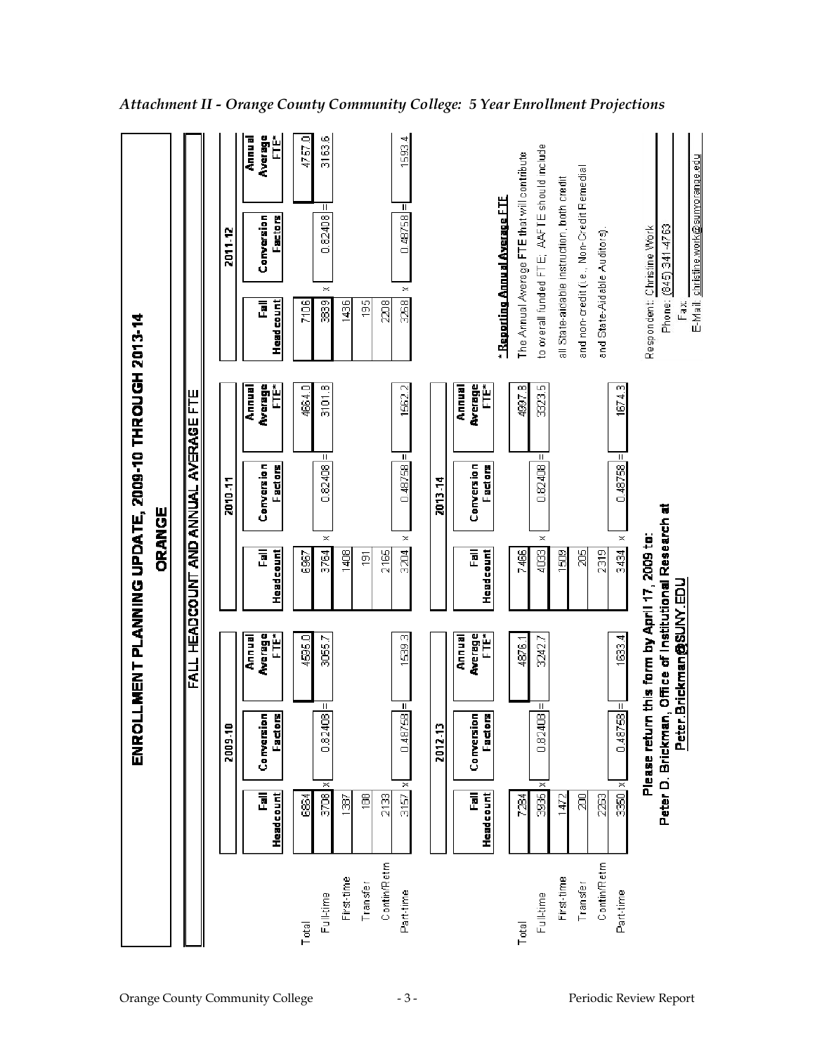*Attachment II - Orange County Community College: 5 Year Enrollment Projections*

# ENROLLMENT PLANNING UPDATE, 2009-10 THROUGH 2013-14

## ORANGE

### FALL HEADCOUNT AND ANNUAL AVERAGE FTE

| | 2009-10 | | | 2010-11 | | | 2011-12 | | |
|---|---|---|---|---|---|---|---|---|---|
| | Fall Headcount | Conversion Factors | Annual Average FTE* | Fall Headcount | Conversion Factors | Annual Average FTE* | Fall Headcount | Conversion Factors | Annual Average FTE* |
| Total | 6864 | | 4595.0 | 6967 | | 4664.0 | 7106 | | 4757.0 |
| Full-time | 3708 x | 0.82408 = | 3055.7 | 3764 x | 0.82408 = | 3101.8 | 3839 x | 0.82408 = | 3163.6 |
| First-time | 1387 | | | 1408 | | | 1436 | | |
| Transfer | 188 | | | 191 | | | 195 | | |
| Contin/Retrn | 2133 | | | 2165 | | | 2208 | | |
| Part-time | 3157 x | 0.48758 = | 1539.3 | 3204 x | 0.48758 = | 1562.2 | 3268 x | 0.48758 = | 1593.4 |

| | 2012-13 | | | 2013-14 | | |
|---|---|---|---|---|---|---|
| | Fall Headcount | Conversion Factors | Annual Average FTE* | Fall Headcount | Conversion Factors | Annual Average FTE* |
| Total | 7284 | | 4876.1 | 7466 | | 4997.8 |
| Full-time | 3935 x | 0.82408 = | 3242.7 | 4033 x | 0.82408 = | 3323.5 |
| First-time | 1472 | | | 1509 | | |
| Transfer | 200 | | | 205 | | |
| Contin/Retrn | 2263 | | | 2319 | | |
| Part-time | 3350 x | 0.48758 = | 1633.4 | 3434 x | 0.48758 = | 1674.3 |

**\* Reporting Annual Average FTE**

The Annual Average FTE that will contribute to overall funded FTE; AAFTE should include all State-aidable instruction, both credit and non-credit (i.e., Non-Credit Remedial and State-Aidable Auditors).

**Please return this form by April 17, 2009 to:**
**Peter D. Brickman, Office of Institutional Research at**
**Peter.Brickman@SUNY.EDU**

Respondent: Christine Work
Phone: (845) 341-4763
Fax:
E-Mail: christine.work@sunyorange.edu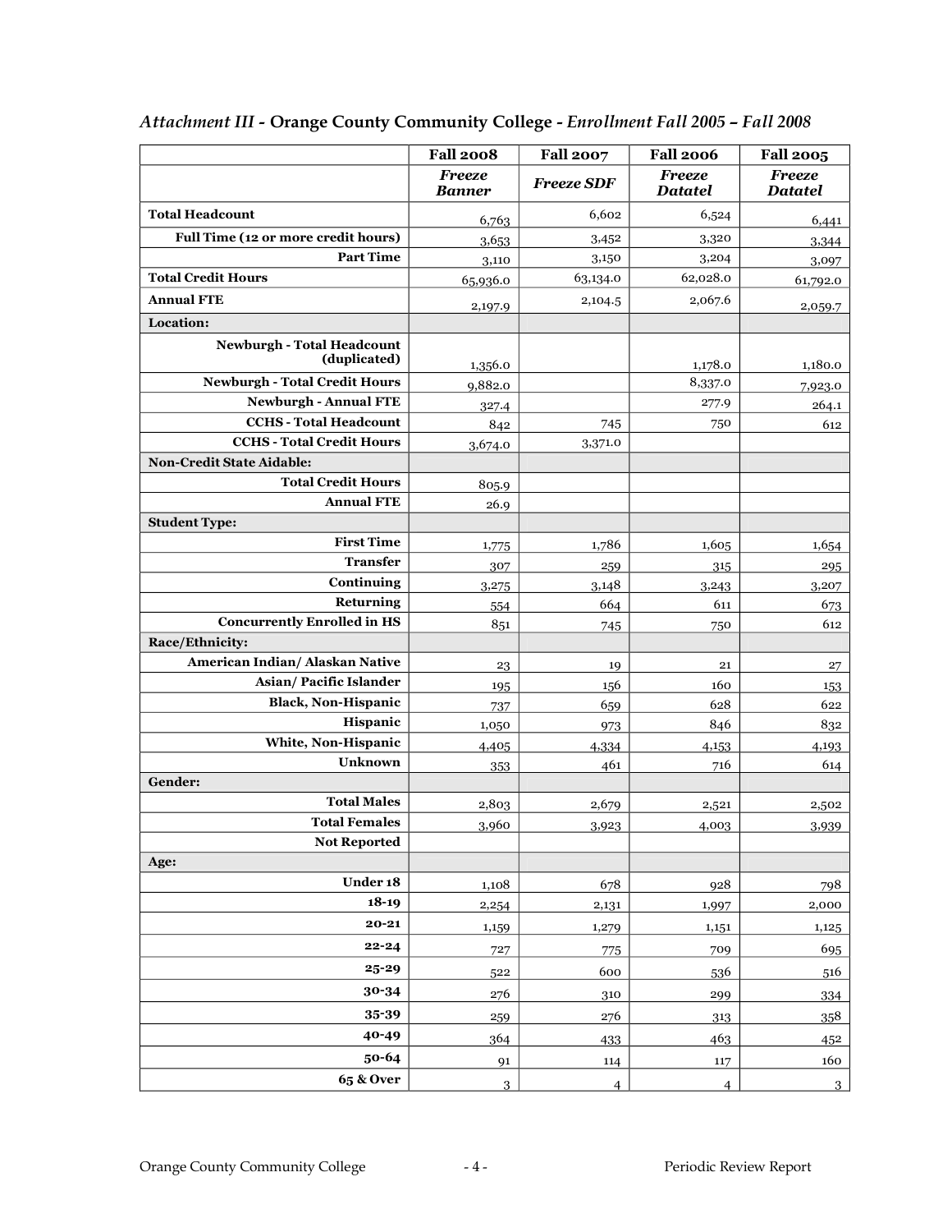*Attachment III* - **Orange County Community College** - *Enrollment Fall 2005 – Fall 2008*

| | Fall 2008 | Fall 2007 | Fall 2006 | Fall 2005 |
|---|---|---|---|---|
| | ***Freeze Banner*** | ***Freeze SDF*** | ***Freeze Datatel*** | ***Freeze Datatel*** |
| **Total Headcount** | 6,763 | 6,602 | 6,524 | 6,441 |
| **Full Time (12 or more credit hours)** | 3,653 | 3,452 | 3,320 | 3,344 |
| **Part Time** | 3,110 | 3,150 | 3,204 | 3,097 |
| **Total Credit Hours** | 65,936.0 | 63,134.0 | 62,028.0 | 61,792.0 |
| **Annual FTE** | 2,197.9 | 2,104.5 | 2,067.6 | 2,059.7 |
| **Location:** | | | | |
| **Newburgh - Total Headcount (duplicated)** | 1,356.0 | | 1,178.0 | 1,180.0 |
| **Newburgh - Total Credit Hours** | 9,882.0 | | 8,337.0 | 7,923.0 |
| **Newburgh - Annual FTE** | 327.4 | | 277.9 | 264.1 |
| **CCHS - Total Headcount** | 842 | 745 | 750 | 612 |
| **CCHS - Total Credit Hours** | 3,674.0 | 3,371.0 | | |
| **Non-Credit State Aidable:** | | | | |
| **Total Credit Hours** | 805.9 | | | |
| **Annual FTE** | 26.9 | | | |
| **Student Type:** | | | | |
| **First Time** | 1,775 | 1,786 | 1,605 | 1,654 |
| **Transfer** | 307 | 259 | 315 | 295 |
| **Continuing** | 3,275 | 3,148 | 3,243 | 3,207 |
| **Returning** | 554 | 664 | 611 | 673 |
| **Concurrently Enrolled in HS** | 851 | 745 | 750 | 612 |
| **Race/Ethnicity:** | | | | |
| **American Indian/ Alaskan Native** | 23 | 19 | 21 | 27 |
| **Asian/ Pacific Islander** | 195 | 156 | 160 | 153 |
| **Black, Non-Hispanic** | 737 | 659 | 628 | 622 |
| **Hispanic** | 1,050 | 973 | 846 | 832 |
| **White, Non-Hispanic** | 4,405 | 4,334 | 4,153 | 4,193 |
| **Unknown** | 353 | 461 | 716 | 614 |
| **Gender:** | | | | |
| **Total Males** | 2,803 | 2,679 | 2,521 | 2,502 |
| **Total Females** | 3,960 | 3,923 | 4,003 | 3,939 |
| **Not Reported** | | | | |
| **Age:** | | | | |
| **Under 18** | 1,108 | 678 | 928 | 798 |
| **18-19** | 2,254 | 2,131 | 1,997 | 2,000 |
| **20-21** | 1,159 | 1,279 | 1,151 | 1,125 |
| **22-24** | 727 | 775 | 709 | 695 |
| **25-29** | 522 | 600 | 536 | 516 |
| **30-34** | 276 | 310 | 299 | 334 |
| **35-39** | 259 | 276 | 313 | 358 |
| **40-49** | 364 | 433 | 463 | 452 |
| **50-64** | 91 | 114 | 117 | 160 |
| **65 & Over** | 3 | 4 | 4 | 3 |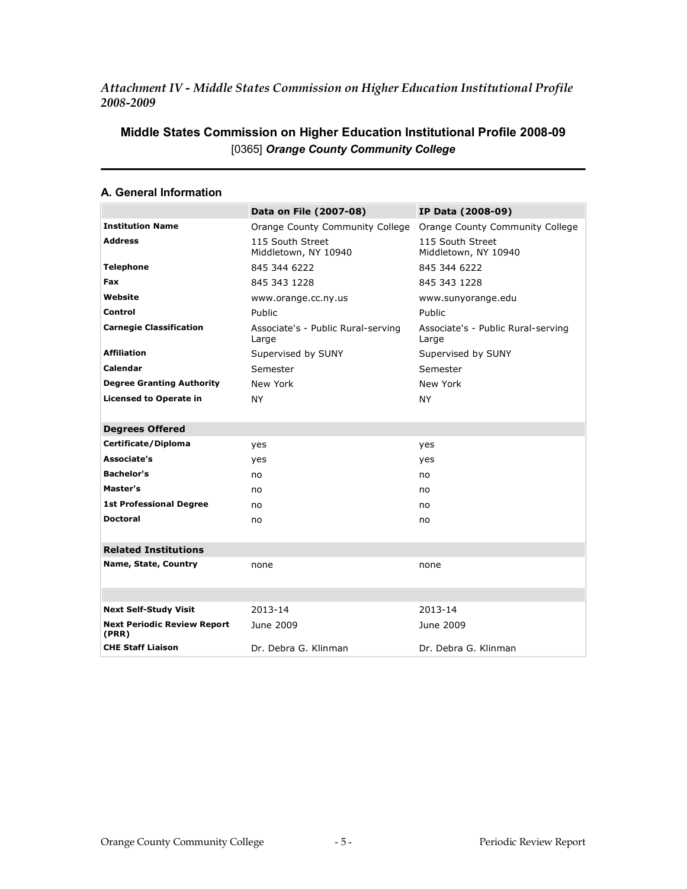*Attachment IV - Middle States Commission on Higher Education Institutional Profile 2008-2009*

## Middle States Commission on Higher Education Institutional Profile 2008-09

[0365] ***Orange County Community College***

### A. General Information

| | Data on File (2007-08) | IP Data (2008-09) |
|---|---|---|
| **Institution Name** | Orange County Community College | Orange County Community College |
| **Address** | 115 South Street Middletown, NY 10940 | 115 South Street Middletown, NY 10940 |
| **Telephone** | 845 344 6222 | 845 344 6222 |
| **Fax** | 845 343 1228 | 845 343 1228 |
| **Website** | www.orange.cc.ny.us | www.sunyorange.edu |
| **Control** | Public | Public |
| **Carnegie Classification** | Associate's - Public Rural-serving Large | Associate's - Public Rural-serving Large |
| **Affiliation** | Supervised by SUNY | Supervised by SUNY |
| **Calendar** | Semester | Semester |
| **Degree Granting Authority** | New York | New York |
| **Licensed to Operate in** | NY | NY |
| **Degrees Offered** | | |
| **Certificate/Diploma** | yes | yes |
| **Associate's** | yes | yes |
| **Bachelor's** | no | no |
| **Master's** | no | no |
| **1st Professional Degree** | no | no |
| **Doctoral** | no | no |
| **Related Institutions** | | |
| **Name, State, Country** | none | none |
| | | |
| **Next Self-Study Visit** | 2013-14 | 2013-14 |
| **Next Periodic Review Report (PRR)** | June 2009 | June 2009 |
| **CHE Staff Liaison** | Dr. Debra G. Klinman | Dr. Debra G. Klinman |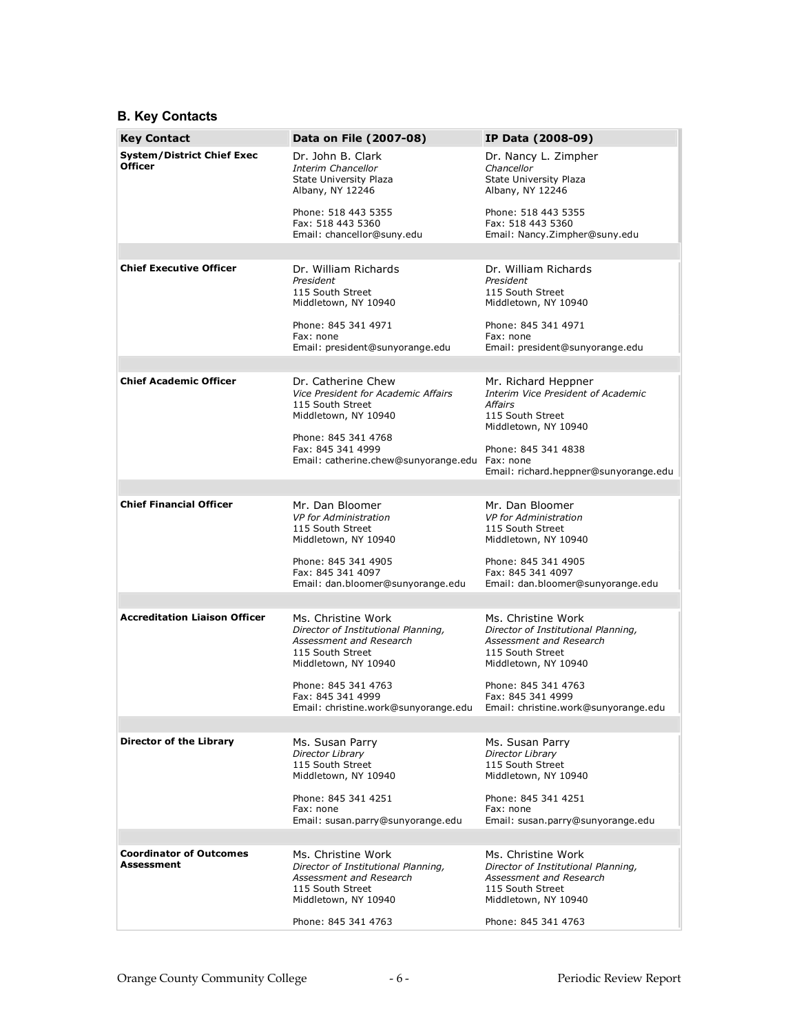## B. Key Contacts

| Key Contact | Data on File (2007-08) | IP Data (2008-09) |
|---|---|---|
| **System/District Chief Exec Officer** | Dr. John B. Clark<br>*Interim Chancellor*<br>State University Plaza<br>Albany, NY 12246<br><br>Phone: 518 443 5355<br>Fax: 518 443 5360<br>Email: chancellor@suny.edu | Dr. Nancy L. Zimpher<br>*Chancellor*<br>State University Plaza<br>Albany, NY 12246<br><br>Phone: 518 443 5355<br>Fax: 518 443 5360<br>Email: Nancy.Zimpher@suny.edu |
| **Chief Executive Officer** | Dr. William Richards<br>*President*<br>115 South Street<br>Middletown, NY 10940<br><br>Phone: 845 341 4971<br>Fax: none<br>Email: president@sunyorange.edu | Dr. William Richards<br>*President*<br>115 South Street<br>Middletown, NY 10940<br><br>Phone: 845 341 4971<br>Fax: none<br>Email: president@sunyorange.edu |
| **Chief Academic Officer** | Dr. Catherine Chew<br>*Vice President for Academic Affairs*<br>115 South Street<br>Middletown, NY 10940<br><br>Phone: 845 341 4768<br>Fax: 845 341 4999<br>Email: catherine.chew@sunyorange.edu | Mr. Richard Heppner<br>*Interim Vice President of Academic Affairs*<br>115 South Street<br>Middletown, NY 10940<br><br>Phone: 845 341 4838<br>Fax: none<br>Email: richard.heppner@sunyorange.edu |
| **Chief Financial Officer** | Mr. Dan Bloomer<br>*VP for Administration*<br>115 South Street<br>Middletown, NY 10940<br><br>Phone: 845 341 4905<br>Fax: 845 341 4097<br>Email: dan.bloomer@sunyorange.edu | Mr. Dan Bloomer<br>*VP for Administration*<br>115 South Street<br>Middletown, NY 10940<br><br>Phone: 845 341 4905<br>Fax: 845 341 4097<br>Email: dan.bloomer@sunyorange.edu |
| **Accreditation Liaison Officer** | Ms. Christine Work<br>*Director of Institutional Planning, Assessment and Research*<br>115 South Street<br>Middletown, NY 10940<br><br>Phone: 845 341 4763<br>Fax: 845 341 4999<br>Email: christine.work@sunyorange.edu | Ms. Christine Work<br>*Director of Institutional Planning, Assessment and Research*<br>115 South Street<br>Middletown, NY 10940<br><br>Phone: 845 341 4763<br>Fax: 845 341 4999<br>Email: christine.work@sunyorange.edu |
| **Director of the Library** | Ms. Susan Parry<br>*Director Library*<br>115 South Street<br>Middletown, NY 10940<br><br>Phone: 845 341 4251<br>Fax: none<br>Email: susan.parry@sunyorange.edu | Ms. Susan Parry<br>*Director Library*<br>115 South Street<br>Middletown, NY 10940<br><br>Phone: 845 341 4251<br>Fax: none<br>Email: susan.parry@sunyorange.edu |
| **Coordinator of Outcomes Assessment** | Ms. Christine Work<br>*Director of Institutional Planning, Assessment and Research*<br>115 South Street<br>Middletown, NY 10940<br><br>Phone: 845 341 4763 | Ms. Christine Work<br>*Director of Institutional Planning, Assessment and Research*<br>115 South Street<br>Middletown, NY 10940<br><br>Phone: 845 341 4763 |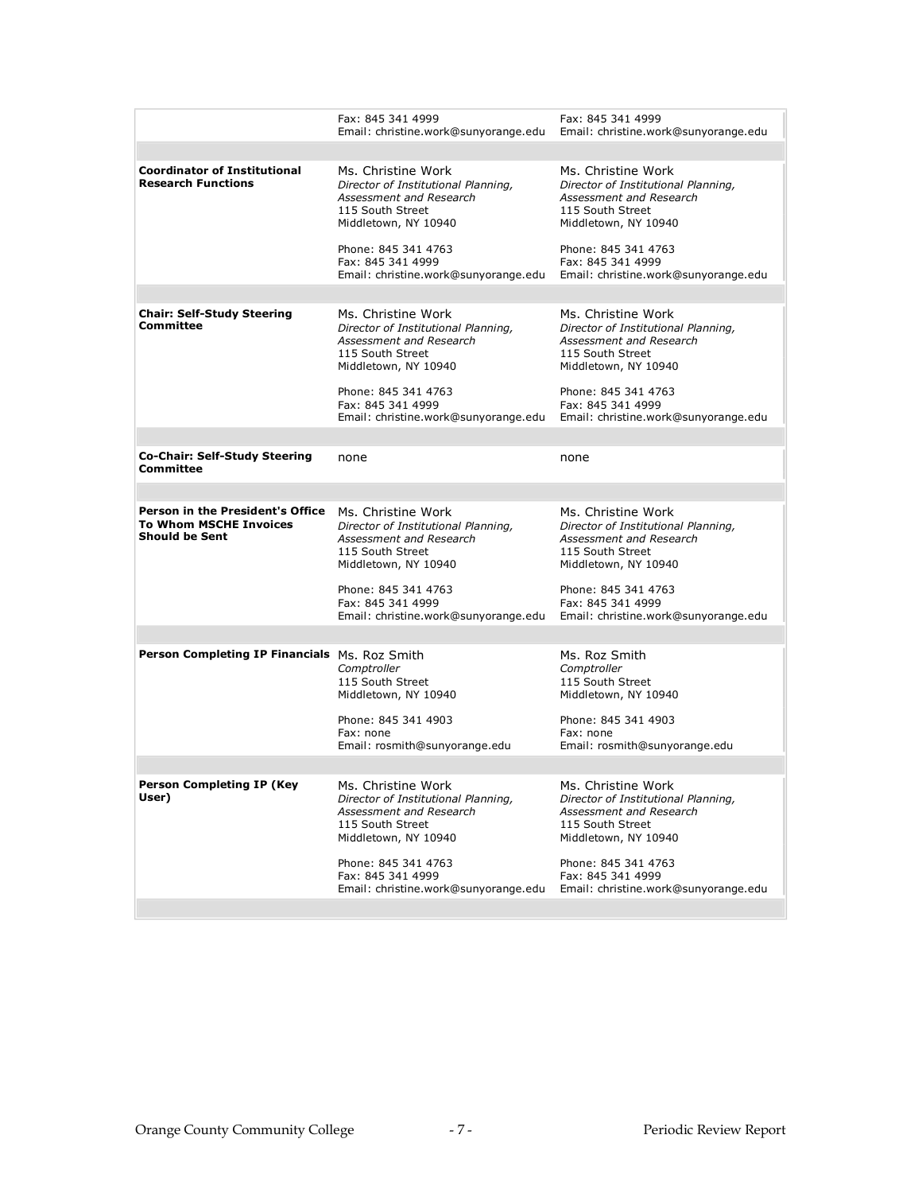| | | |
|---|---|---|
| | Fax: 845 341 4999<br>Email: christine.work@sunyorange.edu | Fax: 845 341 4999<br>Email: christine.work@sunyorange.edu |
| **Coordinator of Institutional Research Functions** | Ms. Christine Work<br>*Director of Institutional Planning, Assessment and Research*<br>115 South Street<br>Middletown, NY 10940<br><br>Phone: 845 341 4763<br>Fax: 845 341 4999<br>Email: christine.work@sunyorange.edu | Ms. Christine Work<br>*Director of Institutional Planning, Assessment and Research*<br>115 South Street<br>Middletown, NY 10940<br><br>Phone: 845 341 4763<br>Fax: 845 341 4999<br>Email: christine.work@sunyorange.edu |
| **Chair: Self-Study Steering Committee** | Ms. Christine Work<br>*Director of Institutional Planning, Assessment and Research*<br>115 South Street<br>Middletown, NY 10940<br><br>Phone: 845 341 4763<br>Fax: 845 341 4999<br>Email: christine.work@sunyorange.edu | Ms. Christine Work<br>*Director of Institutional Planning, Assessment and Research*<br>115 South Street<br>Middletown, NY 10940<br><br>Phone: 845 341 4763<br>Fax: 845 341 4999<br>Email: christine.work@sunyorange.edu |
| **Co-Chair: Self-Study Steering Committee** | none | none |
| **Person in the President's Office To Whom MSCHE Invoices Should be Sent** | Ms. Christine Work<br>*Director of Institutional Planning, Assessment and Research*<br>115 South Street<br>Middletown, NY 10940<br><br>Phone: 845 341 4763<br>Fax: 845 341 4999<br>Email: christine.work@sunyorange.edu | Ms. Christine Work<br>*Director of Institutional Planning, Assessment and Research*<br>115 South Street<br>Middletown, NY 10940<br><br>Phone: 845 341 4763<br>Fax: 845 341 4999<br>Email: christine.work@sunyorange.edu |
| **Person Completing IP Financials** | Ms. Roz Smith<br>*Comptroller*<br>115 South Street<br>Middletown, NY 10940<br><br>Phone: 845 341 4903<br>Fax: none<br>Email: rosmith@sunyorange.edu | Ms. Roz Smith<br>*Comptroller*<br>115 South Street<br>Middletown, NY 10940<br><br>Phone: 845 341 4903<br>Fax: none<br>Email: rosmith@sunyorange.edu |
| **Person Completing IP (Key User)** | Ms. Christine Work<br>*Director of Institutional Planning, Assessment and Research*<br>115 South Street<br>Middletown, NY 10940<br><br>Phone: 845 341 4763<br>Fax: 845 341 4999<br>Email: christine.work@sunyorange.edu | Ms. Christine Work<br>*Director of Institutional Planning, Assessment and Research*<br>115 South Street<br>Middletown, NY 10940<br><br>Phone: 845 341 4763<br>Fax: 845 341 4999<br>Email: christine.work@sunyorange.edu |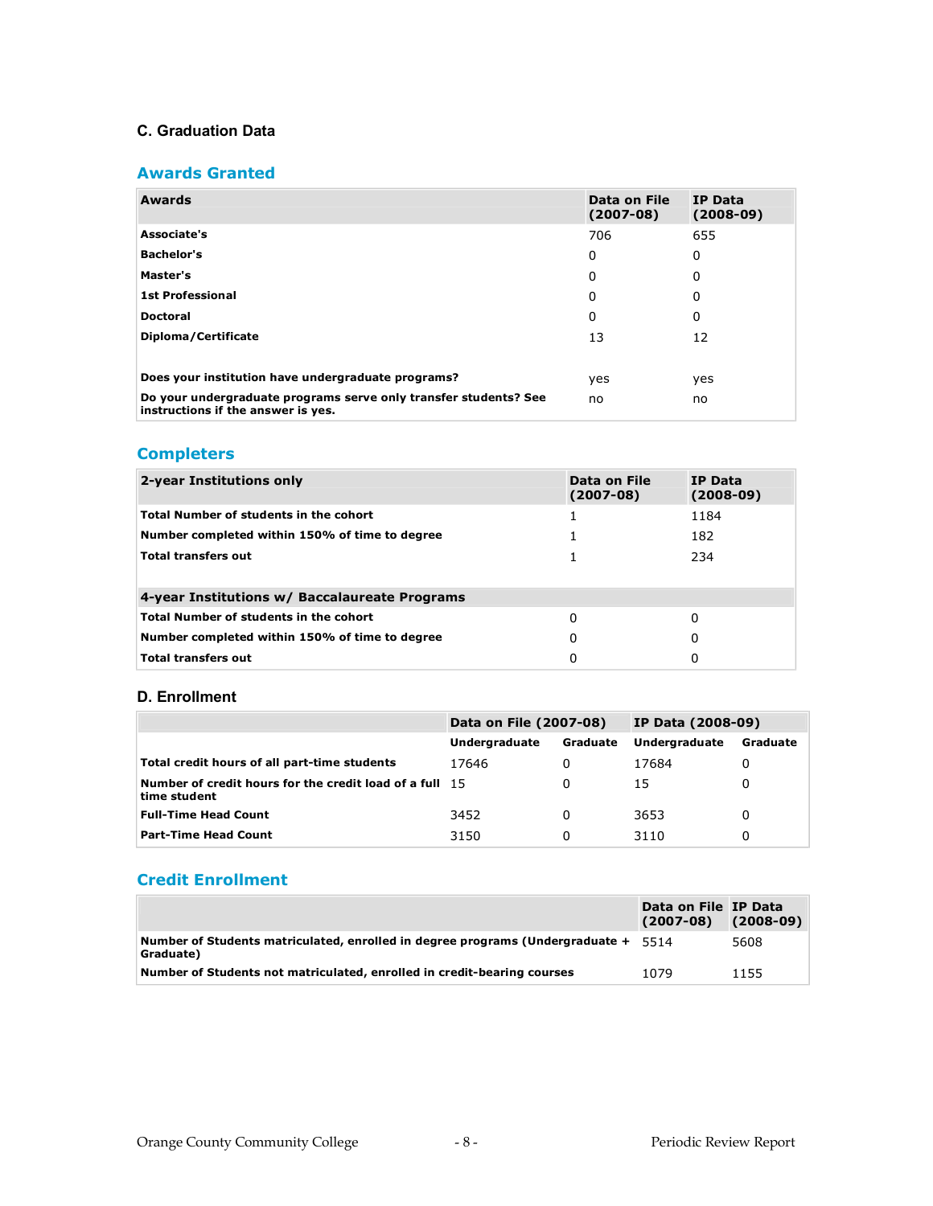## C. Graduation Data

### Awards Granted

| Awards | Data on File (2007-08) | IP Data (2008-09) |
|---|---|---|
| **Associate's** | 706 | 655 |
| **Bachelor's** | 0 | 0 |
| **Master's** | 0 | 0 |
| **1st Professional** | 0 | 0 |
| **Doctoral** | 0 | 0 |
| **Diploma/Certificate** | 13 | 12 |
| | | |
| **Does your institution have undergraduate programs?** | yes | yes |
| **Do your undergraduate programs serve only transfer students? See instructions if the answer is yes.** | no | no |

### Completers

| 2-year Institutions only | Data on File (2007-08) | IP Data (2008-09) |
|---|---|---|
| **Total Number of students in the cohort** | 1 | 1184 |
| **Number completed within 150% of time to degree** | 1 | 182 |
| **Total transfers out** | 1 | 234 |
| | | |
| **4-year Institutions w/ Baccalaureate Programs** | | |
| **Total Number of students in the cohort** | 0 | 0 |
| **Number completed within 150% of time to degree** | 0 | 0 |
| **Total transfers out** | 0 | 0 |

## D. Enrollment

| | Data on File (2007-08) | | IP Data (2008-09) | |
|---|---|---|---|---|
| | Undergraduate | Graduate | Undergraduate | Graduate |
| **Total credit hours of all part-time students** | 17646 | 0 | 17684 | 0 |
| **Number of credit hours for the credit load of a full time student** | 15 | 0 | 15 | 0 |
| **Full-Time Head Count** | 3452 | 0 | 3653 | 0 |
| **Part-Time Head Count** | 3150 | 0 | 3110 | 0 |

### Credit Enrollment

| | Data on File (2007-08) | IP Data (2008-09) |
|---|---|---|
| **Number of Students matriculated, enrolled in degree programs (Undergraduate + Graduate)** | 5514 | 5608 |
| **Number of Students not matriculated, enrolled in credit-bearing courses** | 1079 | 1155 |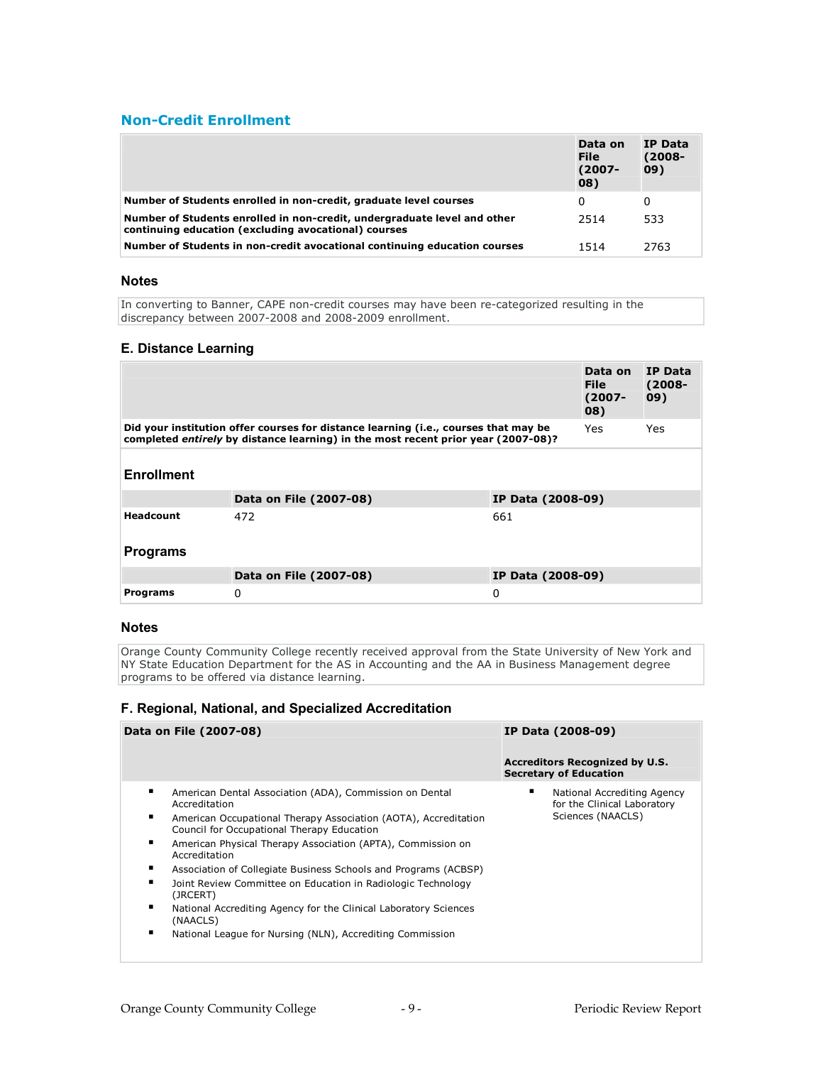## Non-Credit Enrollment

| | Data on File (2007-08) | IP Data (2008-09) |
|---|---|---|
| **Number of Students enrolled in non-credit, graduate level courses** | 0 | 0 |
| **Number of Students enrolled in non-credit, undergraduate level and other continuing education (excluding avocational) courses** | 2514 | 533 |
| **Number of Students in non-credit avocational continuing education courses** | 1514 | 2763 |

### Notes

In converting to Banner, CAPE non-credit courses may have been re-categorized resulting in the discrepancy between 2007-2008 and 2008-2009 enrollment.

### E. Distance Learning

| | Data on File (2007-08) | IP Data (2008-09) |
|---|---|---|
| **Did your institution offer courses for distance learning (i.e., courses that may be completed *entirely* by distance learning) in the most recent prior year (2007-08)?** | Yes | Yes |

### Enrollment

| | Data on File (2007-08) | IP Data (2008-09) |
|---|---|---|
| **Headcount** | 472 | 661 |

### Programs

| | Data on File (2007-08) | IP Data (2008-09) |
|---|---|---|
| **Programs** | 0 | 0 |

### Notes

Orange County Community College recently received approval from the State University of New York and NY State Education Department for the AS in Accounting and the AA in Business Management degree programs to be offered via distance learning.

### F. Regional, National, and Specialized Accreditation

**Data on File (2007-08)**

- American Dental Association (ADA), Commission on Dental Accreditation
- American Occupational Therapy Association (AOTA), Accreditation Council for Occupational Therapy Education
- American Physical Therapy Association (APTA), Commission on Accreditation
- Association of Collegiate Business Schools and Programs (ACBSP)
- Joint Review Committee on Education in Radiologic Technology (JRCERT)
- National Accrediting Agency for the Clinical Laboratory Sciences (NAACLS)
- National League for Nursing (NLN), Accrediting Commission

**IP Data (2008-09)**

**Accreditors Recognized by U.S. Secretary of Education**

- National Accrediting Agency for the Clinical Laboratory Sciences (NAACLS)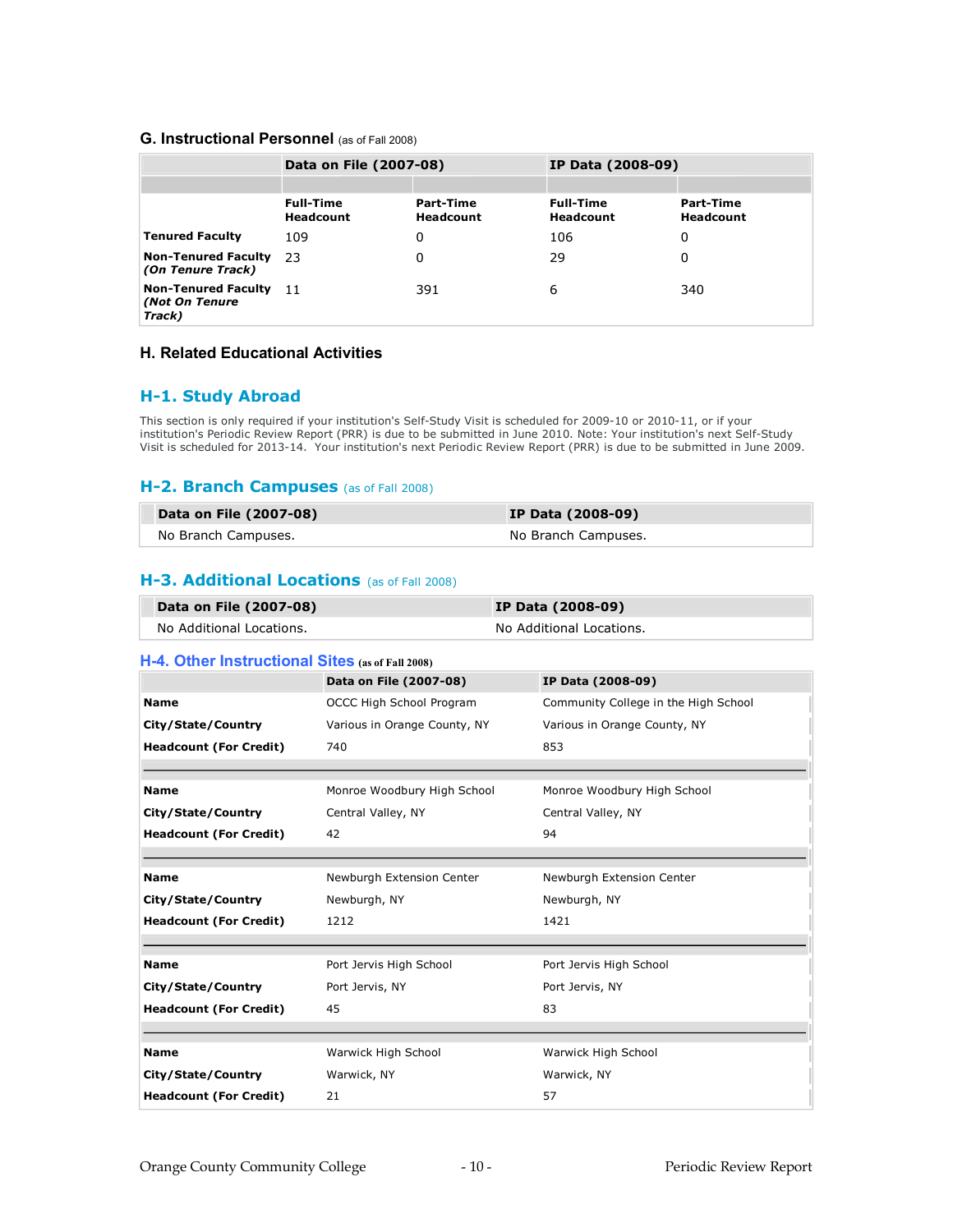## G. Instructional Personnel (as of Fall 2008)

| | Data on File (2007-08) | | IP Data (2008-09) | |
|---|---|---|---|---|
| | **Full-Time Headcount** | **Part-Time Headcount** | **Full-Time Headcount** | **Part-Time Headcount** |
| **Tenured Faculty** | 109 | 0 | 106 | 0 |
| **Non-Tenured Faculty *(On Tenure Track)*** | 23 | 0 | 29 | 0 |
| **Non-Tenured Faculty *(Not On Tenure Track)*** | 11 | 391 | 6 | 340 |

## H. Related Educational Activities

### H-1. Study Abroad

This section is only required if your institution's Self-Study Visit is scheduled for 2009-10 or 2010-11, or if your institution's Periodic Review Report (PRR) is due to be submitted in June 2010. Note: Your institution's next Self-Study Visit is scheduled for 2013-14. Your institution's next Periodic Review Report (PRR) is due to be submitted in June 2009.

### H-2. Branch Campuses (as of Fall 2008)

| Data on File (2007-08) | IP Data (2008-09) |
|---|---|
| No Branch Campuses. | No Branch Campuses. |

### H-3. Additional Locations (as of Fall 2008)

| Data on File (2007-08) | IP Data (2008-09) |
|---|---|
| No Additional Locations. | No Additional Locations. |

### H-4. Other Instructional Sites (as of Fall 2008)

| | Data on File (2007-08) | IP Data (2008-09) |
|---|---|---|
| **Name** | OCCC High School Program | Community College in the High School |
| **City/State/Country** | Various in Orange County, NY | Various in Orange County, NY |
| **Headcount (For Credit)** | 740 | 853 |
| **Name** | Monroe Woodbury High School | Monroe Woodbury High School |
| **City/State/Country** | Central Valley, NY | Central Valley, NY |
| **Headcount (For Credit)** | 42 | 94 |
| **Name** | Newburgh Extension Center | Newburgh Extension Center |
| **City/State/Country** | Newburgh, NY | Newburgh, NY |
| **Headcount (For Credit)** | 1212 | 1421 |
| **Name** | Port Jervis High School | Port Jervis High School |
| **City/State/Country** | Port Jervis, NY | Port Jervis, NY |
| **Headcount (For Credit)** | 45 | 83 |
| **Name** | Warwick High School | Warwick High School |
| **City/State/Country** | Warwick, NY | Warwick, NY |
| **Headcount (For Credit)** | 21 | 57 |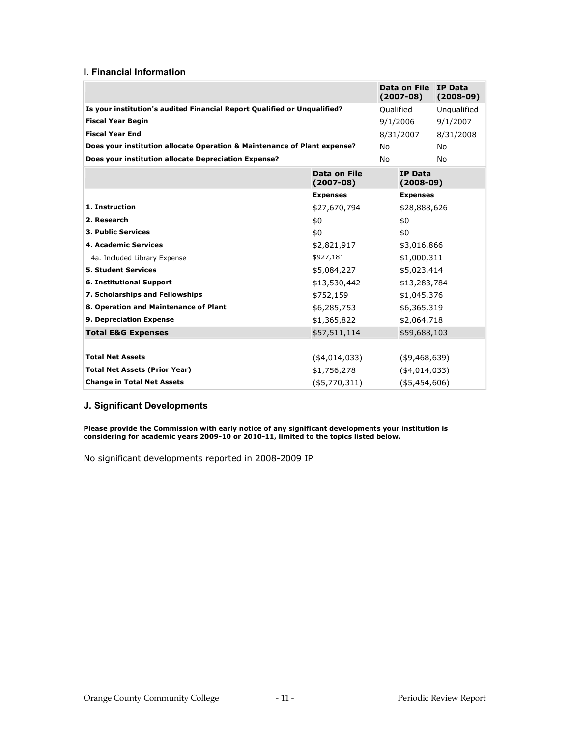## I. Financial Information

| | Data on File (2007-08) | IP Data (2008-09) |
|---|---|---|
| **Is your institution's audited Financial Report Qualified or Unqualified?** | Qualified | Unqualified |
| **Fiscal Year Begin** | 9/1/2006 | 9/1/2007 |
| **Fiscal Year End** | 8/31/2007 | 8/31/2008 |
| **Does your institution allocate Operation & Maintenance of Plant expense?** | No | No |
| **Does your institution allocate Depreciation Expense?** | No | No |

| | Data on File (2007-08) | IP Data (2008-09) |
|---|---|---|
| | **Expenses** | **Expenses** |
| **1. Instruction** | $27,670,794 | $28,888,626 |
| **2. Research** | $0 | $0 |
| **3. Public Services** | $0 | $0 |
| **4. Academic Services** | $2,821,917 | $3,016,866 |
| 4a. Included Library Expense | $927,181 | $1,000,311 |
| **5. Student Services** | $5,084,227 | $5,023,414 |
| **6. Institutional Support** | $13,530,442 | $13,283,784 |
| **7. Scholarships and Fellowships** | $752,159 | $1,045,376 |
| **8. Operation and Maintenance of Plant** | $6,285,753 | $6,365,319 |
| **9. Depreciation Expense** | $1,365,822 | $2,064,718 |
| **Total E&G Expenses** | $57,511,114 | $59,688,103 |
| | | |
| **Total Net Assets** | ($4,014,033) | ($9,468,639) |
| **Total Net Assets (Prior Year)** | $1,756,278 | ($4,014,033) |
| **Change in Total Net Assets** | ($5,770,311) | ($5,454,606) |

## J. Significant Developments

**Please provide the Commission with early notice of any significant developments your institution is considering for academic years 2009-10 or 2010-11, limited to the topics listed below.**

No significant developments reported in 2008-2009 IP